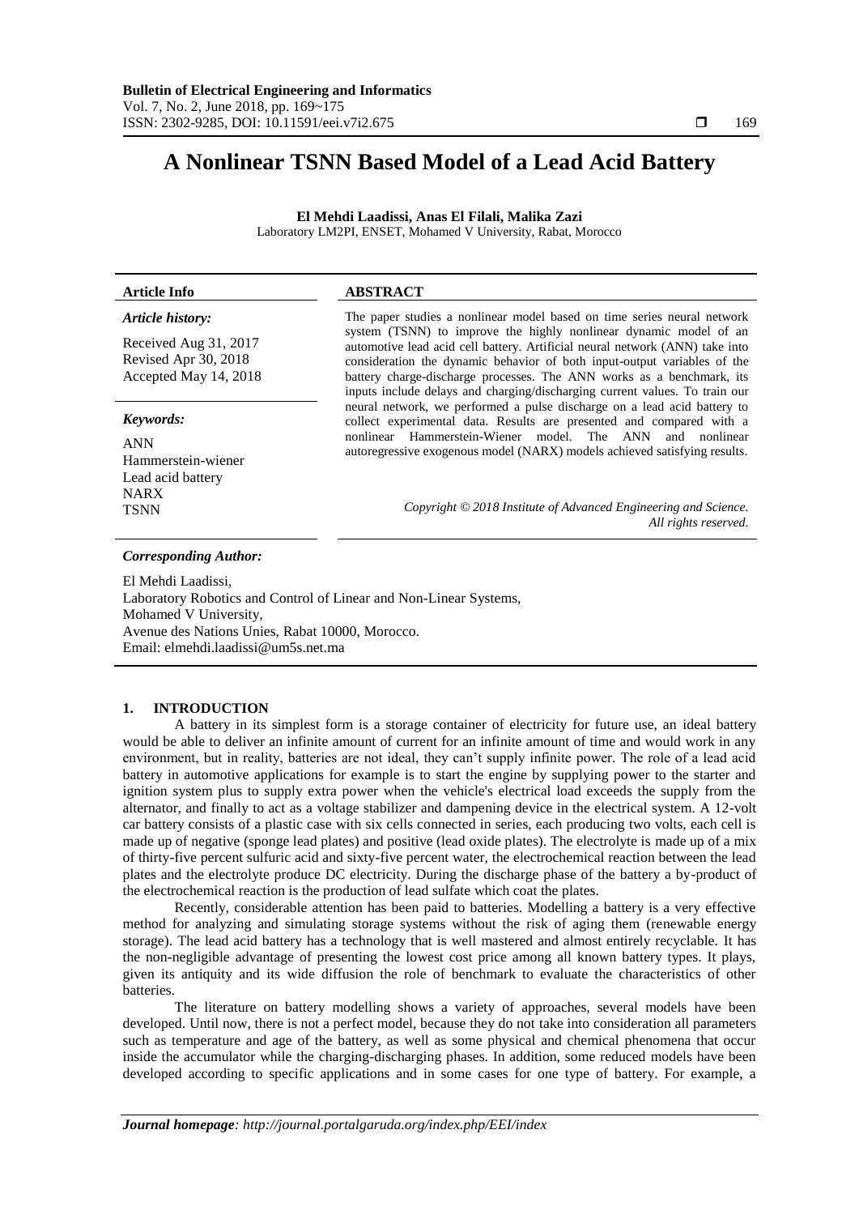# A Nonlinear TSNN Based Model of a Lead Acid Battery

**El Mehdi Laadissi, Anas El Filali, Malika Zazi**

Laboratory LM2PI, ENSET, Mohamed V University, Rabat, Morocco

| Article Info | ABSTRACT |
|---|---|
| ***Article history:*** <br><br> Received Aug 31, 2017 <br> Revised Apr 30, 2018 <br> Accepted May 14, 2018 <br><br> ***Keywords:*** <br><br> ANN <br> Hammerstein-wiener <br> Lead acid battery <br> NARX <br> TSNN | The paper studies a nonlinear model based on time series neural network system (TSNN) to improve the highly nonlinear dynamic model of an automotive lead acid cell battery. Artificial neural network (ANN) take into consideration the dynamic behavior of both input-output variables of the battery charge-discharge processes. The ANN works as a benchmark, its inputs include delays and charging/discharging current values. To train our neural network, we performed a pulse discharge on a lead acid battery to collect experimental data. Results are presented and compared with a nonlinear Hammerstein-Wiener model. The ANN and nonlinear autoregressive exogenous model (NARX) models achieved satisfying results. <br><br> *Copyright © 2018 Institute of Advanced Engineering and Science. All rights reserved.* |

***Corresponding Author:***

El Mehdi Laadissi,
Laboratory Robotics and Control of Linear and Non-Linear Systems,
Mohamed V University,
Avenue des Nations Unies, Rabat 10000, Morocco.
Email: elmehdi.laadissi@um5s.net.ma

## 1. INTRODUCTION

A battery in its simplest form is a storage container of electricity for future use, an ideal battery would be able to deliver an infinite amount of current for an infinite amount of time and would work in any environment, but in reality, batteries are not ideal, they can't supply infinite power. The role of a lead acid battery in automotive applications for example is to start the engine by supplying power to the starter and ignition system plus to supply extra power when the vehicle's electrical load exceeds the supply from the alternator, and finally to act as a voltage stabilizer and dampening device in the electrical system. A 12-volt car battery consists of a plastic case with six cells connected in series, each producing two volts, each cell is made up of negative (sponge lead plates) and positive (lead oxide plates). The electrolyte is made up of a mix of thirty-five percent sulfuric acid and sixty-five percent water, the electrochemical reaction between the lead plates and the electrolyte produce DC electricity. During the discharge phase of the battery a by-product of the electrochemical reaction is the production of lead sulfate which coat the plates.

Recently, considerable attention has been paid to batteries. Modelling a battery is a very effective method for analyzing and simulating storage systems without the risk of aging them (renewable energy storage). The lead acid battery has a technology that is well mastered and almost entirely recyclable. It has the non-negligible advantage of presenting the lowest cost price among all known battery types. It plays, given its antiquity and its wide diffusion the role of benchmark to evaluate the characteristics of other batteries.

The literature on battery modelling shows a variety of approaches, several models have been developed. Until now, there is not a perfect model, because they do not take into consideration all parameters such as temperature and age of the battery, as well as some physical and chemical phenomena that occur inside the accumulator while the charging-discharging phases. In addition, some reduced models have been developed according to specific applications and in some cases for one type of battery. For example, a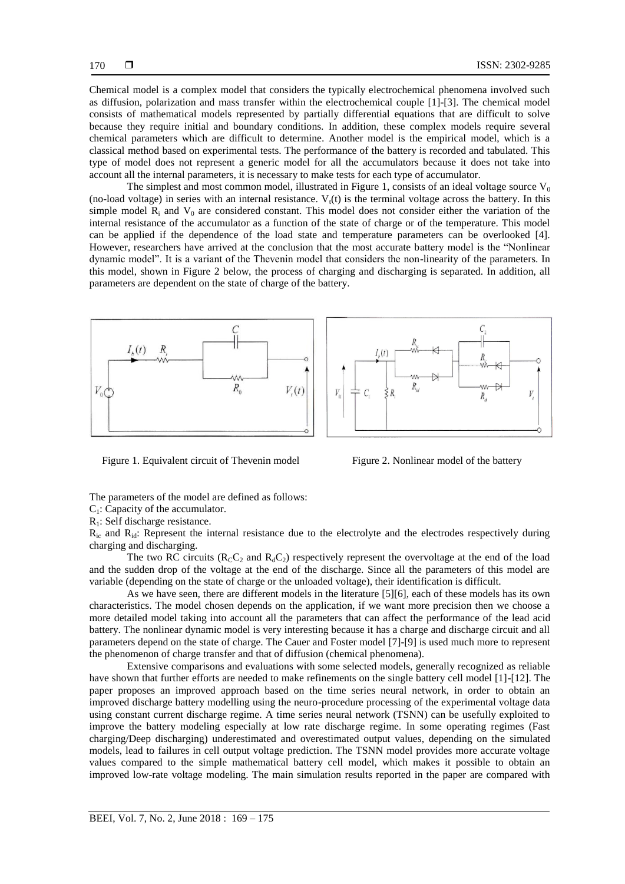Chemical model is a complex model that considers the typically electrochemical phenomena involved such as diffusion, polarization and mass transfer within the electrochemical couple [1]-[3]. The chemical model consists of mathematical models represented by partially differential equations that are difficult to solve because they require initial and boundary conditions. In addition, these complex models require several chemical parameters which are difficult to determine. Another model is the empirical model, which is a classical method based on experimental tests. The performance of the battery is recorded and tabulated. This type of model does not represent a generic model for all the accumulators because it does not take into account all the internal parameters, it is necessary to make tests for each type of accumulator.

The simplest and most common model, illustrated in Figure 1, consists of an ideal voltage source $V_0$ (no-load voltage) in series with an internal resistance. $V_t(t)$ is the terminal voltage across the battery. In this simple model $R_i$ and $V_0$ are considered constant. This model does not consider either the variation of the internal resistance of the accumulator as a function of the state of charge or of the temperature. This model can be applied if the dependence of the load state and temperature parameters can be overlooked [4]. However, researchers have arrived at the conclusion that the most accurate battery model is the "Nonlinear dynamic model". It is a variant of the Thevenin model that considers the non-linearity of the parameters. In this model, shown in Figure 2 below, the process of charging and discharging is separated. In addition, all parameters are dependent on the state of charge of the battery.

Figure 1. Equivalent circuit of Thevenin model

Figure 2. Nonlinear model of the battery

The parameters of the model are defined as follows:

$C_1$: Capacity of the accumulator.

$R_1$: Self discharge resistance.

$R_{ic}$ and $R_{id}$: Represent the internal resistance due to the electrolyte and the electrodes respectively during charging and discharging.

The two RC circuits ($R_C C_2$ and $R_d C_2$) respectively represent the overvoltage at the end of the load and the sudden drop of the voltage at the end of the discharge. Since all the parameters of this model are variable (depending on the state of charge or the unloaded voltage), their identification is difficult.

As we have seen, there are different models in the literature [5][6], each of these models has its own characteristics. The model chosen depends on the application, if we want more precision then we choose a more detailed model taking into account all the parameters that can affect the performance of the lead acid battery. The nonlinear dynamic model is very interesting because it has a charge and discharge circuit and all parameters depend on the state of charge. The Cauer and Foster model [7]-[9] is used much more to represent the phenomenon of charge transfer and that of diffusion (chemical phenomena).

Extensive comparisons and evaluations with some selected models, generally recognized as reliable have shown that further efforts are needed to make refinements on the single battery cell model [1]-[12]. The paper proposes an improved approach based on the time series neural network, in order to obtain an improved discharge battery modelling using the neuro-procedure processing of the experimental voltage data using constant current discharge regime. A time series neural network (TSNN) can be usefully exploited to improve the battery modeling especially at low rate discharge regime. In some operating regimes (Fast charging/Deep discharging) underestimated and overestimated output values, depending on the simulated models, lead to failures in cell output voltage prediction. The TSNN model provides more accurate voltage values compared to the simple mathematical battery cell model, which makes it possible to obtain an improved low-rate voltage modeling. The main simulation results reported in the paper are compared with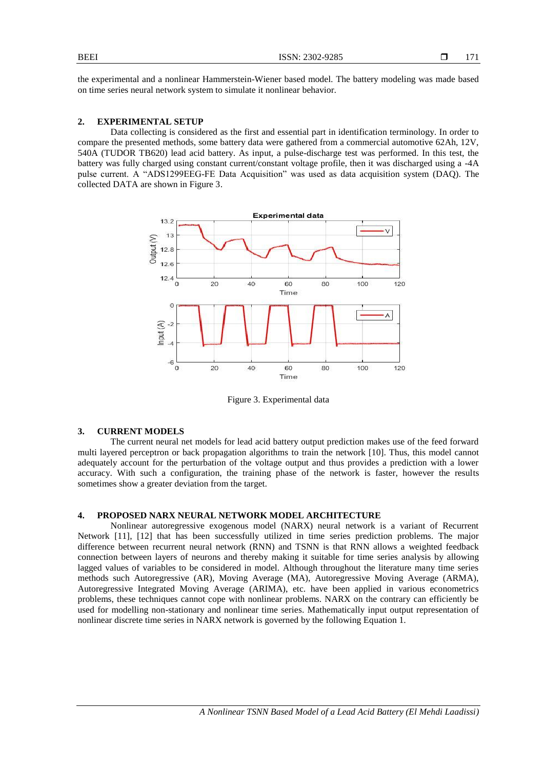the experimental and a nonlinear Hammerstein-Wiener based model. The battery modeling was made based on time series neural network system to simulate it nonlinear behavior.

## 2. EXPERIMENTAL SETUP

Data collecting is considered as the first and essential part in identification terminology. In order to compare the presented methods, some battery data were gathered from a commercial automotive 62Ah, 12V, 540A (TUDOR TB620) lead acid battery. As input, a pulse-discharge test was performed. In this test, the battery was fully charged using constant current/constant voltage profile, then it was discharged using a -4A pulse current. A "ADS1299EEG-FE Data Acquisition" was used as data acquisition system (DAQ). The collected DATA are shown in Figure 3.

Figure 3. Experimental data

## 3. CURRENT MODELS

The current neural net models for lead acid battery output prediction makes use of the feed forward multi layered perceptron or back propagation algorithms to train the network [10]. Thus, this model cannot adequately account for the perturbation of the voltage output and thus provides a prediction with a lower accuracy. With such a configuration, the training phase of the network is faster, however the results sometimes show a greater deviation from the target.

## 4. PROPOSED NARX NEURAL NETWORK MODEL ARCHITECTURE

Nonlinear autoregressive exogenous model (NARX) neural network is a variant of Recurrent Network [11], [12] that has been successfully utilized in time series prediction problems. The major difference between recurrent neural network (RNN) and TSNN is that RNN allows a weighted feedback connection between layers of neurons and thereby making it suitable for time series analysis by allowing lagged values of variables to be considered in model. Although throughout the literature many time series methods such Autoregressive (AR), Moving Average (MA), Autoregressive Moving Average (ARMA), Autoregressive Integrated Moving Average (ARIMA), etc. have been applied in various econometrics problems, these techniques cannot cope with nonlinear problems. NARX on the contrary can efficiently be used for modelling non-stationary and nonlinear time series. Mathematically input output representation of nonlinear discrete time series in NARX network is governed by the following Equation 1.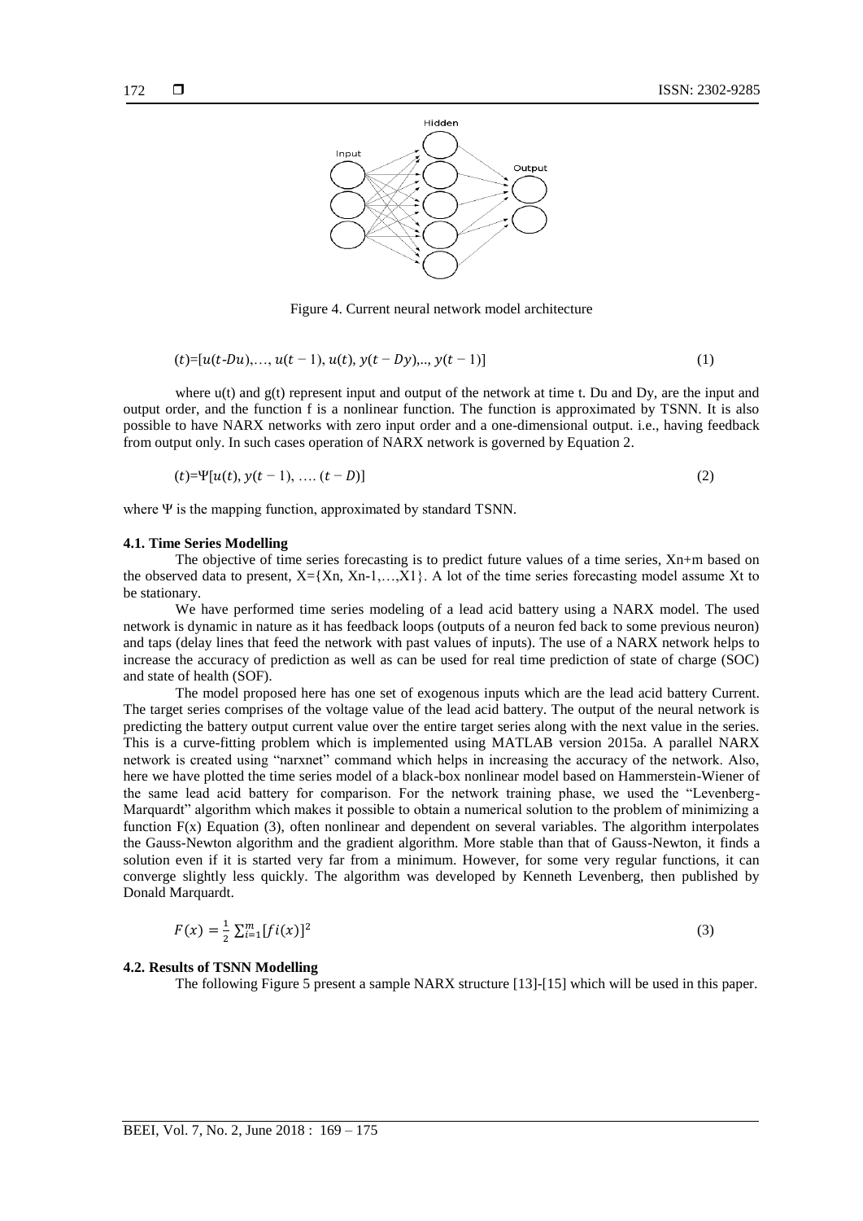Figure 4. Current neural network model architecture

$$(t)=[u(t\text{-}Du),\ldots, u(t-1), u(t), y(t-Dy),.., y(t-1)] \tag{1}$$

where u(t) and g(t) represent input and output of the network at time t. Du and Dy, are the input and output order, and the function f is a nonlinear function. The function is approximated by TSNN. It is also possible to have NARX networks with zero input order and a one-dimensional output. i.e., having feedback from output only. In such cases operation of NARX network is governed by Equation 2.

$$(t)=\Psi[u(t), y(t-1), \ldots. (t-D)] \tag{2}$$

where Ψ is the mapping function, approximated by standard TSNN.

### 4.1. Time Series Modelling

The objective of time series forecasting is to predict future values of a time series, Xn+m based on the observed data to present, X={Xn, Xn-1,…,X1}. A lot of the time series forecasting model assume Xt to be stationary.

We have performed time series modeling of a lead acid battery using a NARX model. The used network is dynamic in nature as it has feedback loops (outputs of a neuron fed back to some previous neuron) and taps (delay lines that feed the network with past values of inputs). The use of a NARX network helps to increase the accuracy of prediction as well as can be used for real time prediction of state of charge (SOC) and state of health (SOF).

The model proposed here has one set of exogenous inputs which are the lead acid battery Current. The target series comprises of the voltage value of the lead acid battery. The output of the neural network is predicting the battery output current value over the entire target series along with the next value in the series. This is a curve-fitting problem which is implemented using MATLAB version 2015a. A parallel NARX network is created using "narxnet" command which helps in increasing the accuracy of the network. Also, here we have plotted the time series model of a black-box nonlinear model based on Hammerstein-Wiener of the same lead acid battery for comparison. For the network training phase, we used the "Levenberg-Marquardt" algorithm which makes it possible to obtain a numerical solution to the problem of minimizing a function F(x) Equation (3), often nonlinear and dependent on several variables. The algorithm interpolates the Gauss-Newton algorithm and the gradient algorithm. More stable than that of Gauss-Newton, it finds a solution even if it is started very far from a minimum. However, for some very regular functions, it can converge slightly less quickly. The algorithm was developed by Kenneth Levenberg, then published by Donald Marquardt.

$$F(x) = \frac{1}{2}\sum_{i=1}^{m}[fi(x)]^2 \tag{3}$$

### 4.2. Results of TSNN Modelling

The following Figure 5 present a sample NARX structure [13]-[15] which will be used in this paper.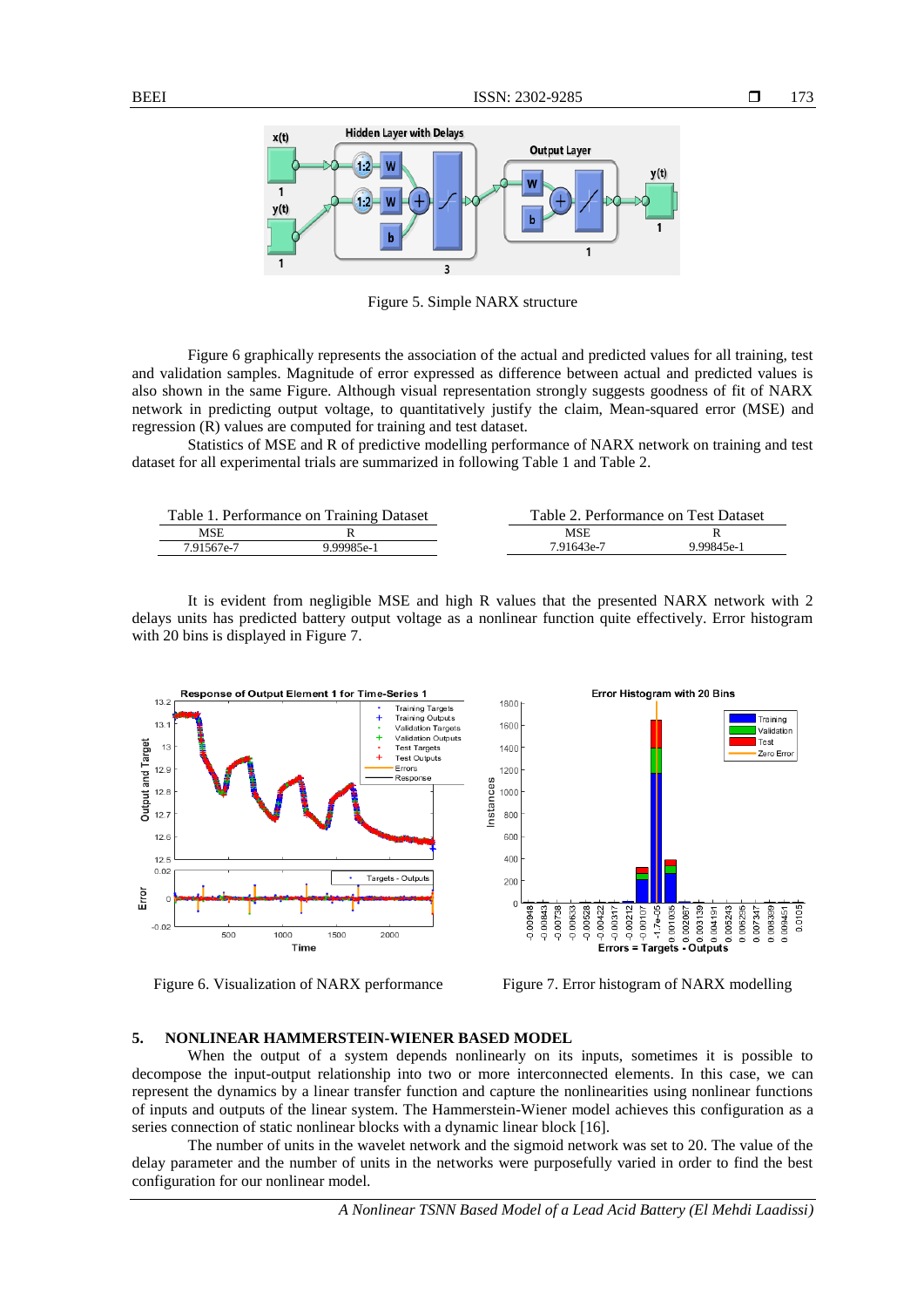Figure 5. Simple NARX structure

Figure 6 graphically represents the association of the actual and predicted values for all training, test and validation samples. Magnitude of error expressed as difference between actual and predicted values is also shown in the same Figure. Although visual representation strongly suggests goodness of fit of NARX network in predicting output voltage, to quantitatively justify the claim, Mean-squared error (MSE) and regression (R) values are computed for training and test dataset.

Statistics of MSE and R of predictive modelling performance of NARX network on training and test dataset for all experimental trials are summarized in following Table 1 and Table 2.

Table 1. Performance on Training Dataset

| MSE | R |
|---|---|
| 7.91567e-7 | 9.99985e-1 |

Table 2. Performance on Test Dataset

| MSE | R |
|---|---|
| 7.91643e-7 | 9.99845e-1 |

It is evident from negligible MSE and high R values that the presented NARX network with 2 delays units has predicted battery output voltage as a nonlinear function quite effectively. Error histogram with 20 bins is displayed in Figure 7.

Figure 6. Visualization of NARX performance

Figure 7. Error histogram of NARX modelling

## 5. NONLINEAR HAMMERSTEIN-WIENER BASED MODEL

When the output of a system depends nonlinearly on its inputs, sometimes it is possible to decompose the input-output relationship into two or more interconnected elements. In this case, we can represent the dynamics by a linear transfer function and capture the nonlinearities using nonlinear functions of inputs and outputs of the linear system. The Hammerstein-Wiener model achieves this configuration as a series connection of static nonlinear blocks with a dynamic linear block [16].

The number of units in the wavelet network and the sigmoid network was set to 20. The value of the delay parameter and the number of units in the networks were purposefully varied in order to find the best configuration for our nonlinear model.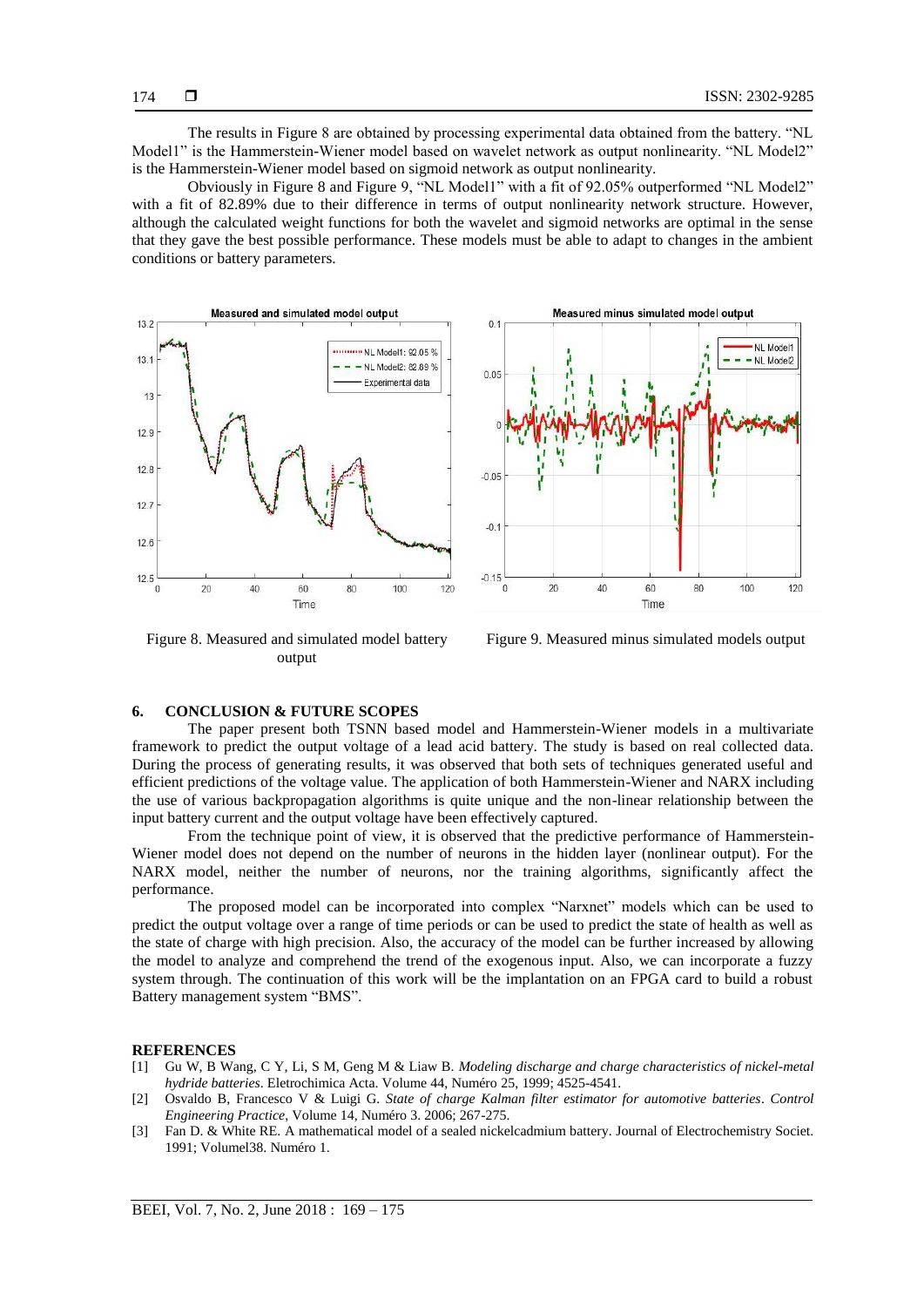The results in Figure 8 are obtained by processing experimental data obtained from the battery. "NL Model1" is the Hammerstein-Wiener model based on wavelet network as output nonlinearity. "NL Model2" is the Hammerstein-Wiener model based on sigmoid network as output nonlinearity.

Obviously in Figure 8 and Figure 9, "NL Model1" with a fit of 92.05% outperformed "NL Model2" with a fit of 82.89% due to their difference in terms of output nonlinearity network structure. However, although the calculated weight functions for both the wavelet and sigmoid networks are optimal in the sense that they gave the best possible performance. These models must be able to adapt to changes in the ambient conditions or battery parameters.

Figure 8. Measured and simulated model battery output

Figure 9. Measured minus simulated models output

## 6. CONCLUSION & FUTURE SCOPES

The paper present both TSNN based model and Hammerstein-Wiener models in a multivariate framework to predict the output voltage of a lead acid battery. The study is based on real collected data. During the process of generating results, it was observed that both sets of techniques generated useful and efficient predictions of the voltage value. The application of both Hammerstein-Wiener and NARX including the use of various backpropagation algorithms is quite unique and the non-linear relationship between the input battery current and the output voltage have been effectively captured.

From the technique point of view, it is observed that the predictive performance of Hammerstein-Wiener model does not depend on the number of neurons in the hidden layer (nonlinear output). For the NARX model, neither the number of neurons, nor the training algorithms, significantly affect the performance.

The proposed model can be incorporated into complex "Narxnet" models which can be used to predict the output voltage over a range of time periods or can be used to predict the state of health as well as the state of charge with high precision. Also, the accuracy of the model can be further increased by allowing the model to analyze and comprehend the trend of the exogenous input. Also, we can incorporate a fuzzy system through. The continuation of this work will be the implantation on an FPGA card to build a robust Battery management system "BMS".

## REFERENCES

[1] Gu W, B Wang, C Y, Li, S M, Geng M & Liaw B. *Modeling discharge and charge characteristics of nickel-metal hydride batteries*. Eletrochimica Acta. Volume 44, Numéro 25, 1999; 4525-4541.

[2] Osvaldo B, Francesco V & Luigi G. *State of charge Kalman filter estimator for automotive batteries*. *Control Engineering Practice*, Volume 14, Numéro 3. 2006; 267-275.

[3] Fan D. & White RE. A mathematical model of a sealed nickelcadmium battery. Journal of Electrochemistry Societ. 1991; Volumel38. Numéro 1.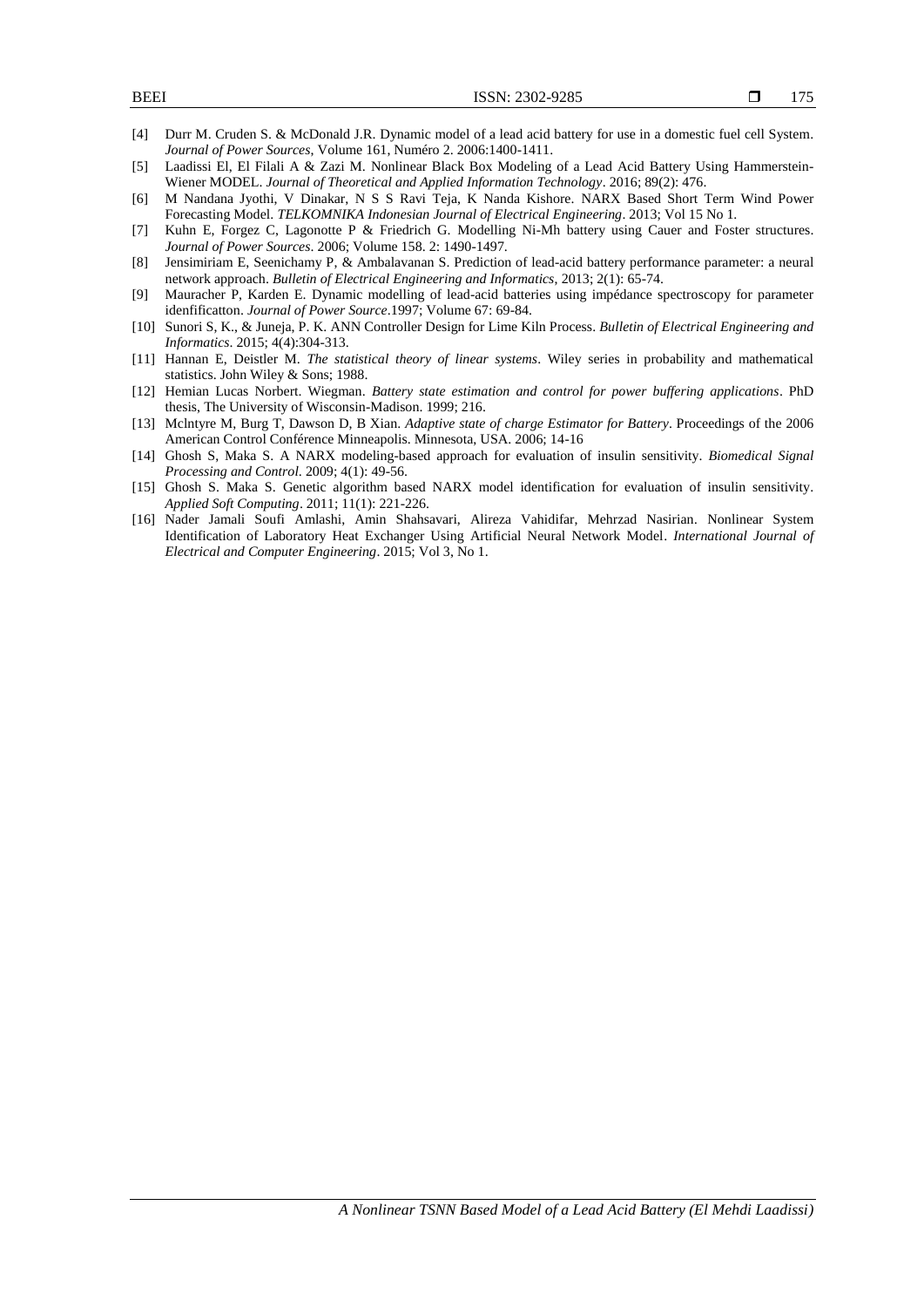[4] Durr M. Cruden S. & McDonald J.R. Dynamic model of a lead acid battery for use in a domestic fuel cell System. *Journal of Power Sources*, Volume 161, Numéro 2. 2006:1400-1411.

[5] Laadissi El, El Filali A & Zazi M. Nonlinear Black Box Modeling of a Lead Acid Battery Using Hammerstein-Wiener MODEL. *Journal of Theoretical and Applied Information Technology*. 2016; 89(2): 476.

[6] M Nandana Jyothi, V Dinakar, N S S Ravi Teja, K Nanda Kishore. NARX Based Short Term Wind Power Forecasting Model. *TELKOMNIKA Indonesian Journal of Electrical Engineering*. 2013; Vol 15 No 1.

[7] Kuhn E, Forgez C, Lagonotte P & Friedrich G. Modelling Ni-Mh battery using Cauer and Foster structures. *Journal of Power Sources*. 2006; Volume 158. 2: 1490-1497.

[8] Jensimiriam E, Seenichamy P, & Ambalavanan S. Prediction of lead-acid battery performance parameter: a neural network approach. *Bulletin of Electrical Engineering and Informatics*, 2013; 2(1): 65-74.

[9] Mauracher P, Karden E. Dynamic modelling of lead-acid batteries using impédance spectroscopy for parameter idenfificatton. *Journal of Power Source*.1997; Volume 67: 69-84.

[10] Sunori S, K., & Juneja, P. K. ANN Controller Design for Lime Kiln Process. *Bulletin of Electrical Engineering and Informatics*. 2015; 4(4):304-313.

[11] Hannan E, Deistler M. *The statistical theory of linear systems*. Wiley series in probability and mathematical statistics. John Wiley & Sons; 1988.

[12] Hemian Lucas Norbert. Wiegman. *Battery state estimation and control for power buffering applications*. PhD thesis, The University of Wisconsin-Madison. 1999; 216.

[13] Mclntyre M, Burg T, Dawson D, B Xian. *Adaptive state of charge Estimator for Battery*. Proceedings of the 2006 American Control Conférence Minneapolis. Minnesota, USA. 2006; 14-16

[14] Ghosh S, Maka S. A NARX modeling-based approach for evaluation of insulin sensitivity. *Biomedical Signal Processing and Control*. 2009; 4(1): 49-56.

[15] Ghosh S. Maka S. Genetic algorithm based NARX model identification for evaluation of insulin sensitivity. *Applied Soft Computing*. 2011; 11(1): 221-226.

[16] Nader Jamali Soufi Amlashi, Amin Shahsavari, Alireza Vahidifar, Mehrzad Nasirian. Nonlinear System Identification of Laboratory Heat Exchanger Using Artificial Neural Network Model. *International Journal of Electrical and Computer Engineering*. 2015; Vol 3, No 1.